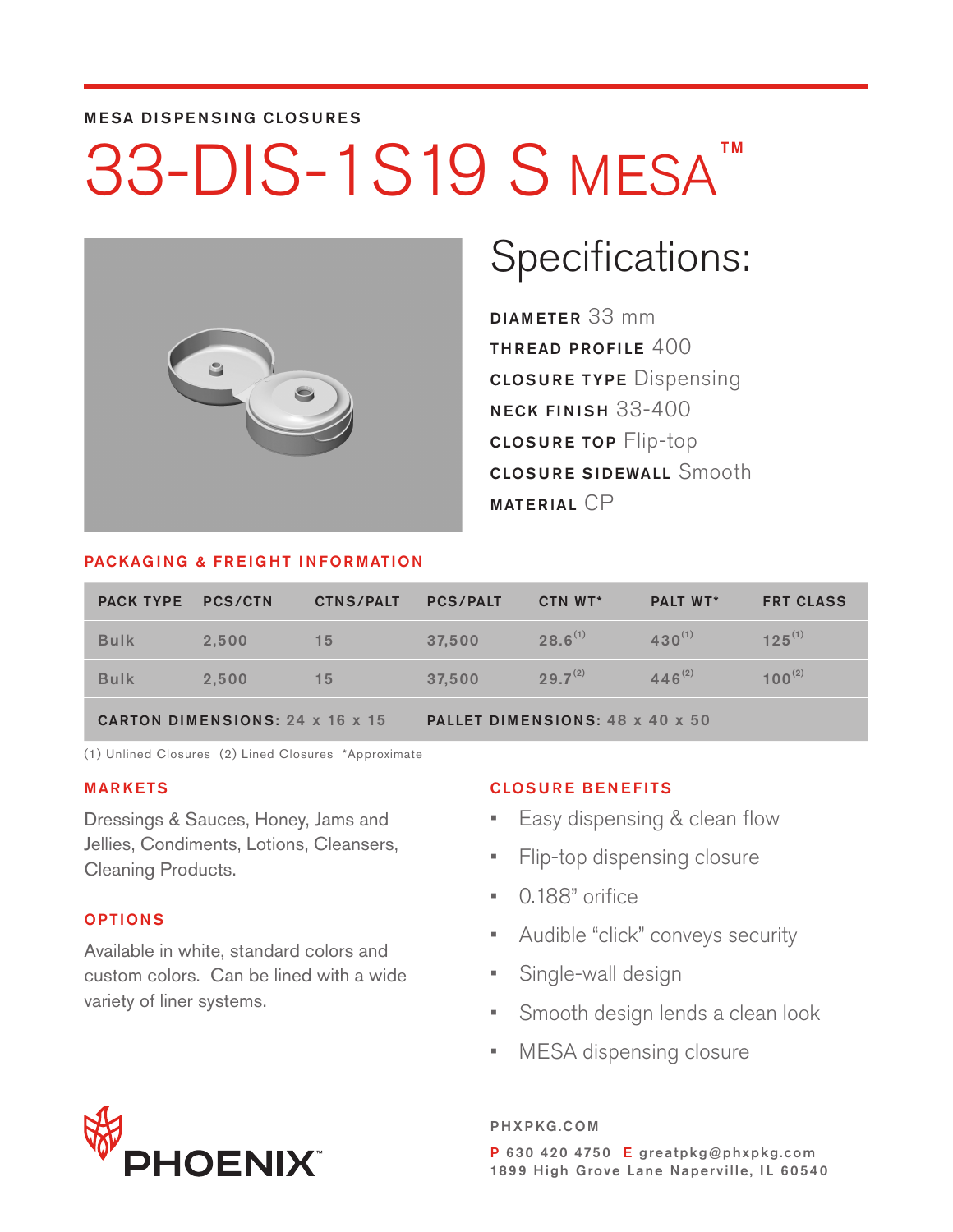MESA DISPENSING CLOSURES

# 33-DIS-1S19 S MESA™

## Specifications:

**DIAMETER** 33 mm

**THREAD PROFILE** 400

**CLOSURE TYPE** Dispensing

**NECK FINISH** 33-400

**CLOSURE TOP** Flip-top

**CLOSURE SIDEWALL** Smooth

**MATERIAL** CP

### PACKAGING & FREIGHT INFORMATION

| PACK TYPE | PCS/CTN | CTNS/PALT | PCS/PALT | CTN WT* | PALT WT* | FRT CLASS |
|---|---|---|---|---|---|---|
| Bulk | 2,500 | 15 | 37,500 | 28.6(1) | 430(1) | 125(1) |
| Bulk | 2,500 | 15 | 37,500 | 29.7(2) | 446(2) | 100(2) |
| **CARTON DIMENSIONS:** 24 x 16 x 15 | | | **PALLET DIMENSIONS:** 48 x 40 x 50 | | | |

(1) Unlined Closures (2) Lined Closures *Approximate

### MARKETS

Dressings & Sauces, Honey, Jams and Jellies, Condiments, Lotions, Cleansers, Cleaning Products.

### OPTIONS

Available in white, standard colors and custom colors. Can be lined with a wide variety of liner systems.

### CLOSURE BENEFITS

- Easy dispensing & clean flow
- Flip-top dispensing closure
- 0.188" orifice
- Audible "click" conveys security
- Single-wall design
- Smooth design lends a clean look
- MESA dispensing closure

PHOENIX™

PHXPKG.COM

P 630 420 4750 E greatpkg@phxpkg.com
1899 High Grove Lane Naperville, IL 60540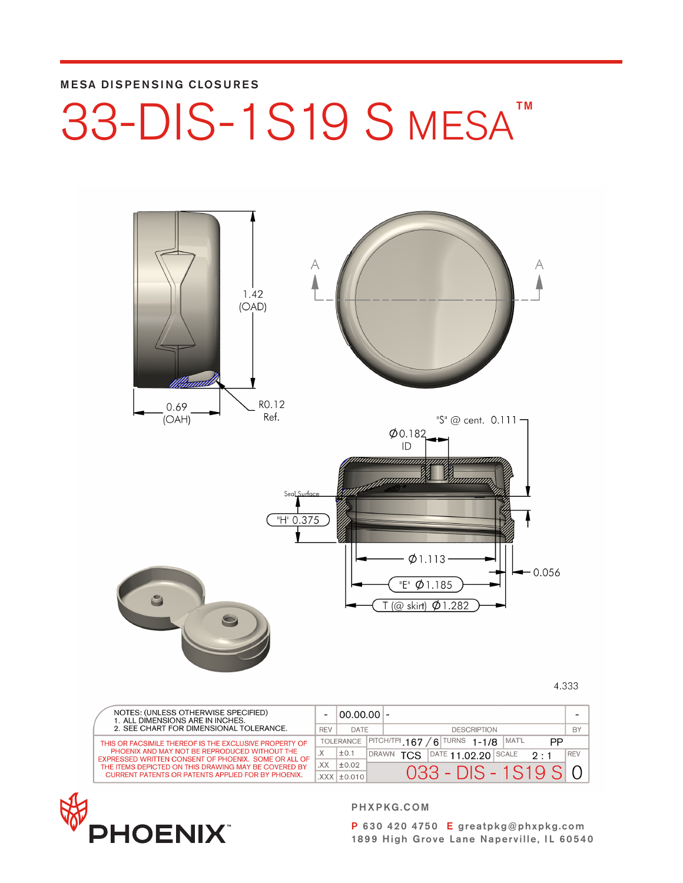MESA DISPENSING CLOSURES

# 33-DIS-1S19 S MESA™

1.42 (OAD)

0.69 (OAH)

R0.12 Ref.

A A

"S" @ cent. 0.111

Ø0.182 ID

Seal Surface

"H" 0.375

Ø1.113

0.056

"E" Ø1.185

T (@ skirt) Ø1.282

4.333

| NOTES: (UNLESS OTHERWISE SPECIFIED) 1. ALL DIMENSIONS ARE IN INCHES. 2. SEE CHART FOR DIMENSIONAL TOLERANCE. | - | 00.00.00 | - | - |
|---|---|---|---|---|
| | REV | DATE | DESCRIPTION | BY |
| THIS OR FACSIMILE THEREOF IS THE EXCLUSIVE PROPERTY OF PHOENIX AND MAY NOT BE REPRODUCED WITHOUT THE EXPRESSED WRITTEN CONSENT OF PHOENIX. SOME OR ALL OF THE ITEMS DEPICTED ON THIS DRAWING MAY BE COVERED BY CURRENT PATENTS OR PATENTS APPLIED FOR BY PHOENIX. | TOLERANCE | | PITCH/TPI .167 / 6 TURNS 1-1/8 MAT'L PP | |
| | .X | ±0.1 | DRAWN TCS DATE 11.02.20 SCALE 2 : 1 | REV |
| | .XX | ±0.02 | 033 - DIS - 1S19 S | 0 |
| | .XXX | ±0.010 | | |

PHOENIX™

PHXPKG.COM

P 630 420 4750 E greatpkg@phxpkg.com
1899 High Grove Lane Naperville, IL 60540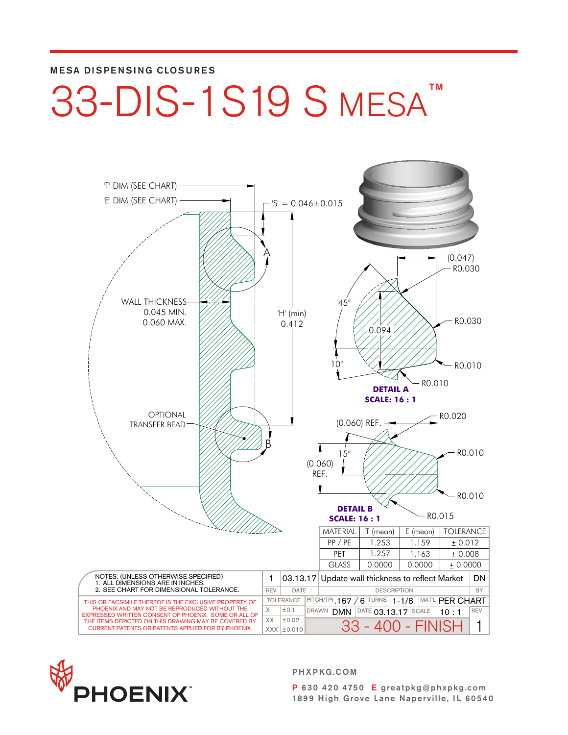MESA DISPENSING CLOSURES

# 33-DIS-1S19 S MESA™

'T' DIM (SEE CHART)

'E' DIM (SEE CHART)

'S' = 0.046±0.015

A

WALL THICKNESS
0.045 MIN.
0.060 MAX.

'H' (min)
0.412

OPTIONAL
TRANSFER BEAD

B

(0.047)
R0.030

45°

0.094

R0.030

10°

R0.010

R0.010

**DETAIL A**
**SCALE: 16 : 1**

(0.060) REF.

R0.020

15°

(0.060)
REF.

R0.010

R0.010

**DETAIL B**
**SCALE: 16 : 1**

R0.015

| MATERIAL | T (mean) | E (mean) | TOLERANCE |
|---|---|---|---|
| PP / PE | 1.253 | 1.159 | ± 0.012 |
| PET | 1.257 | 1.163 | ± 0.008 |
| GLASS | 0.0000 | 0.0000 | ± 0.0000 |

NOTES: (UNLESS OTHERWISE SPECIFIED)
1. ALL DIMENSIONS ARE IN INCHES.
2. SEE CHART FOR DIMENSIONAL TOLERANCE.

THIS OR FACSIMILE THEREOF IS THE EXCLUSIVE PROPERTY OF PHOENIX AND MAY NOT BE REPRODUCED WITHOUT THE EXPRESSED WRITTEN CONSENT OF PHOENIX. SOME OR ALL OF THE ITEMS DEPICTED ON THIS DRAWING MAY BE COVERED BY CURRENT PATENTS OR PATENTS APPLIED FOR BY PHOENIX.

| REV | DATE | DESCRIPTION | BY |
|---|---|---|---|
| 1 | 03.13.17 | Update wall thickness to reflect Market | DN |

| TOLERANCE | | PITCH/TPI .167 / 6 | TURNS 1-1/8 | MAT'L PER CHART |
|---|---|---|---|---|
| .X | ±0.1 | DRAWN DMN | DATE 03.13.17 | SCALE 10 : 1 |
| .XX | ±0.02 | 33 - 400 - FINISH | | REV 1 |
| .XXX | ±0.010 | | | |

PHOENIX™

PHXPKG.COM

P 630 420 4750 E greatpkg@phxpkg.com
1899 High Grove Lane Naperville, IL 60540